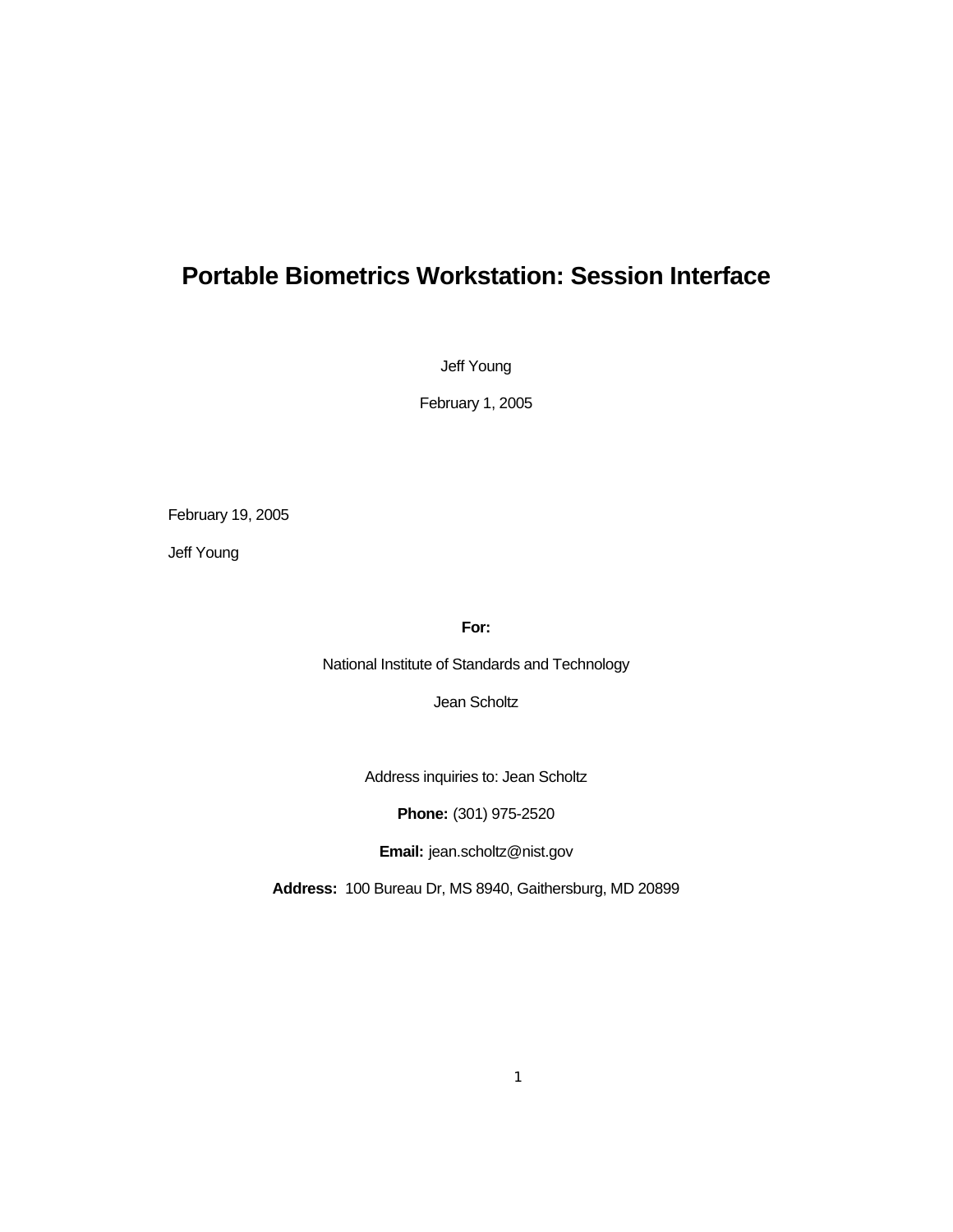# Portable Biometrics Workstation: Session Interface

Jeff Young

February 1, 2005

February 19, 2005

Jeff Young

**For:**

National Institute of Standards and Technology

Jean Scholtz

Address inquiries to: Jean Scholtz

**Phone:** (301) 975-2520

**Email:** jean.scholtz@nist.gov

**Address:** 100 Bureau Dr, MS 8940, Gaithersburg, MD 20899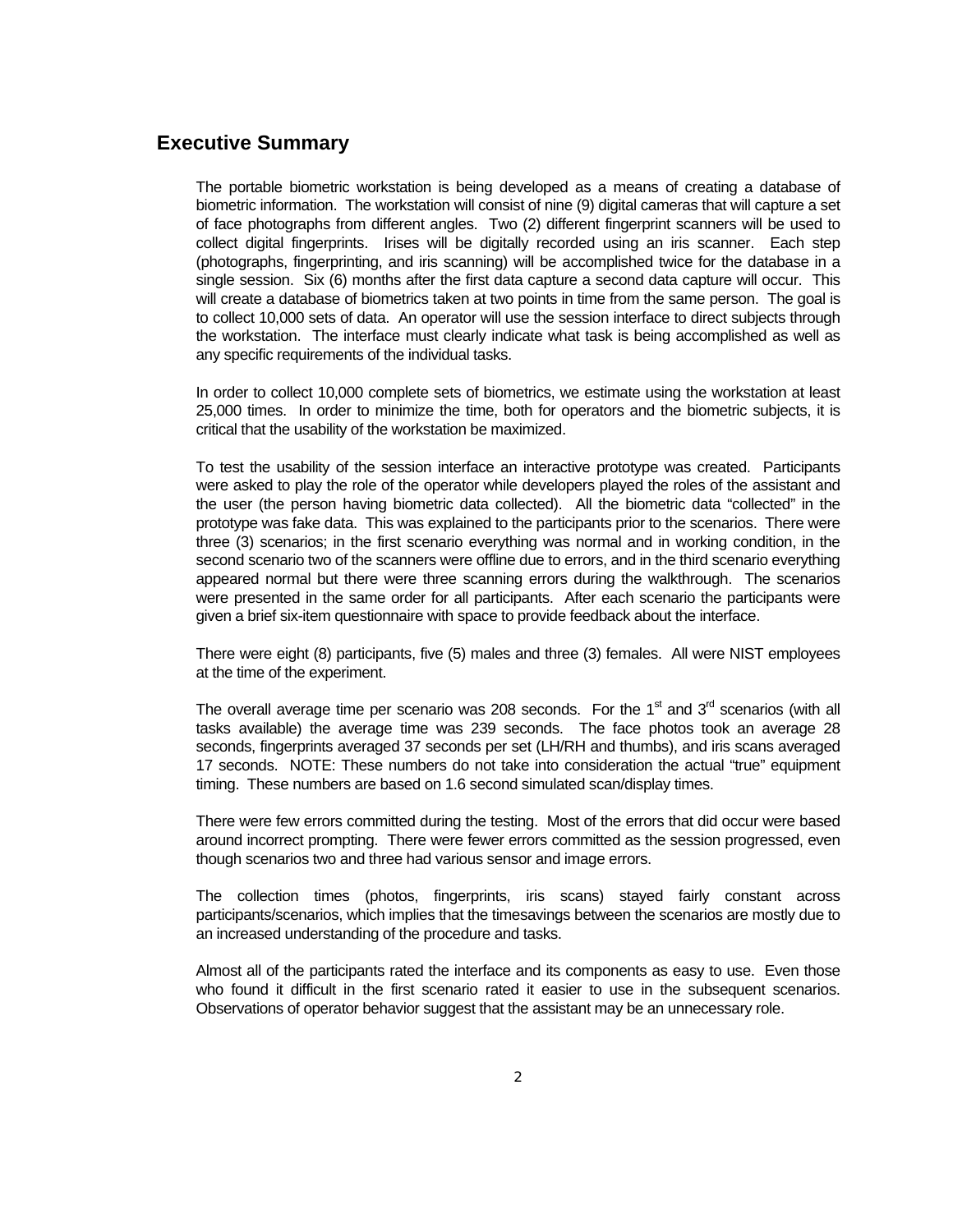## Executive Summary

The portable biometric workstation is being developed as a means of creating a database of biometric information. The workstation will consist of nine (9) digital cameras that will capture a set of face photographs from different angles. Two (2) different fingerprint scanners will be used to collect digital fingerprints. Irises will be digitally recorded using an iris scanner. Each step (photographs, fingerprinting, and iris scanning) will be accomplished twice for the database in a single session. Six (6) months after the first data capture a second data capture will occur. This will create a database of biometrics taken at two points in time from the same person. The goal is to collect 10,000 sets of data. An operator will use the session interface to direct subjects through the workstation. The interface must clearly indicate what task is being accomplished as well as any specific requirements of the individual tasks.

In order to collect 10,000 complete sets of biometrics, we estimate using the workstation at least 25,000 times. In order to minimize the time, both for operators and the biometric subjects, it is critical that the usability of the workstation be maximized.

To test the usability of the session interface an interactive prototype was created. Participants were asked to play the role of the operator while developers played the roles of the assistant and the user (the person having biometric data collected). All the biometric data "collected" in the prototype was fake data. This was explained to the participants prior to the scenarios. There were three (3) scenarios; in the first scenario everything was normal and in working condition, in the second scenario two of the scanners were offline due to errors, and in the third scenario everything appeared normal but there were three scanning errors during the walkthrough. The scenarios were presented in the same order for all participants. After each scenario the participants were given a brief six-item questionnaire with space to provide feedback about the interface.

There were eight (8) participants, five (5) males and three (3) females. All were NIST employees at the time of the experiment.

The overall average time per scenario was 208 seconds. For the 1st and 3rd scenarios (with all tasks available) the average time was 239 seconds. The face photos took an average 28 seconds, fingerprints averaged 37 seconds per set (LH/RH and thumbs), and iris scans averaged 17 seconds. NOTE: These numbers do not take into consideration the actual "true" equipment timing. These numbers are based on 1.6 second simulated scan/display times.

There were few errors committed during the testing. Most of the errors that did occur were based around incorrect prompting. There were fewer errors committed as the session progressed, even though scenarios two and three had various sensor and image errors.

The collection times (photos, fingerprints, iris scans) stayed fairly constant across participants/scenarios, which implies that the timesavings between the scenarios are mostly due to an increased understanding of the procedure and tasks.

Almost all of the participants rated the interface and its components as easy to use. Even those who found it difficult in the first scenario rated it easier to use in the subsequent scenarios. Observations of operator behavior suggest that the assistant may be an unnecessary role.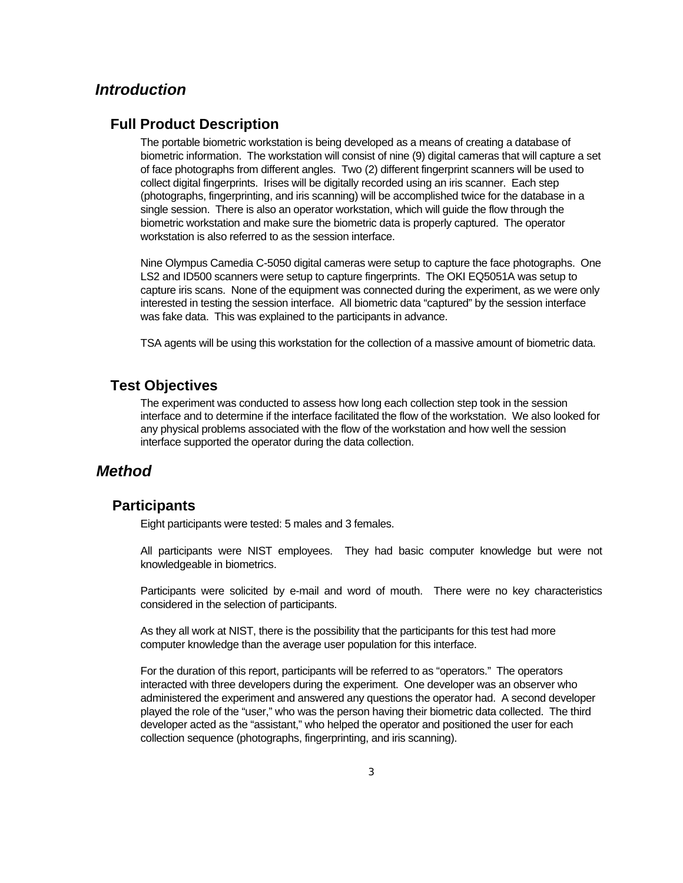# *Introduction*

## Full Product Description

The portable biometric workstation is being developed as a means of creating a database of biometric information. The workstation will consist of nine (9) digital cameras that will capture a set of face photographs from different angles. Two (2) different fingerprint scanners will be used to collect digital fingerprints. Irises will be digitally recorded using an iris scanner. Each step (photographs, fingerprinting, and iris scanning) will be accomplished twice for the database in a single session. There is also an operator workstation, which will guide the flow through the biometric workstation and make sure the biometric data is properly captured. The operator workstation is also referred to as the session interface.

Nine Olympus Camedia C-5050 digital cameras were setup to capture the face photographs. One LS2 and ID500 scanners were setup to capture fingerprints. The OKI EQ5051A was setup to capture iris scans. None of the equipment was connected during the experiment, as we were only interested in testing the session interface. All biometric data "captured" by the session interface was fake data. This was explained to the participants in advance.

TSA agents will be using this workstation for the collection of a massive amount of biometric data.

## Test Objectives

The experiment was conducted to assess how long each collection step took in the session interface and to determine if the interface facilitated the flow of the workstation. We also looked for any physical problems associated with the flow of the workstation and how well the session interface supported the operator during the data collection.

# *Method*

## Participants

Eight participants were tested: 5 males and 3 females.

All participants were NIST employees. They had basic computer knowledge but were not knowledgeable in biometrics.

Participants were solicited by e-mail and word of mouth. There were no key characteristics considered in the selection of participants.

As they all work at NIST, there is the possibility that the participants for this test had more computer knowledge than the average user population for this interface.

For the duration of this report, participants will be referred to as "operators." The operators interacted with three developers during the experiment. One developer was an observer who administered the experiment and answered any questions the operator had. A second developer played the role of the "user," who was the person having their biometric data collected. The third developer acted as the "assistant," who helped the operator and positioned the user for each collection sequence (photographs, fingerprinting, and iris scanning).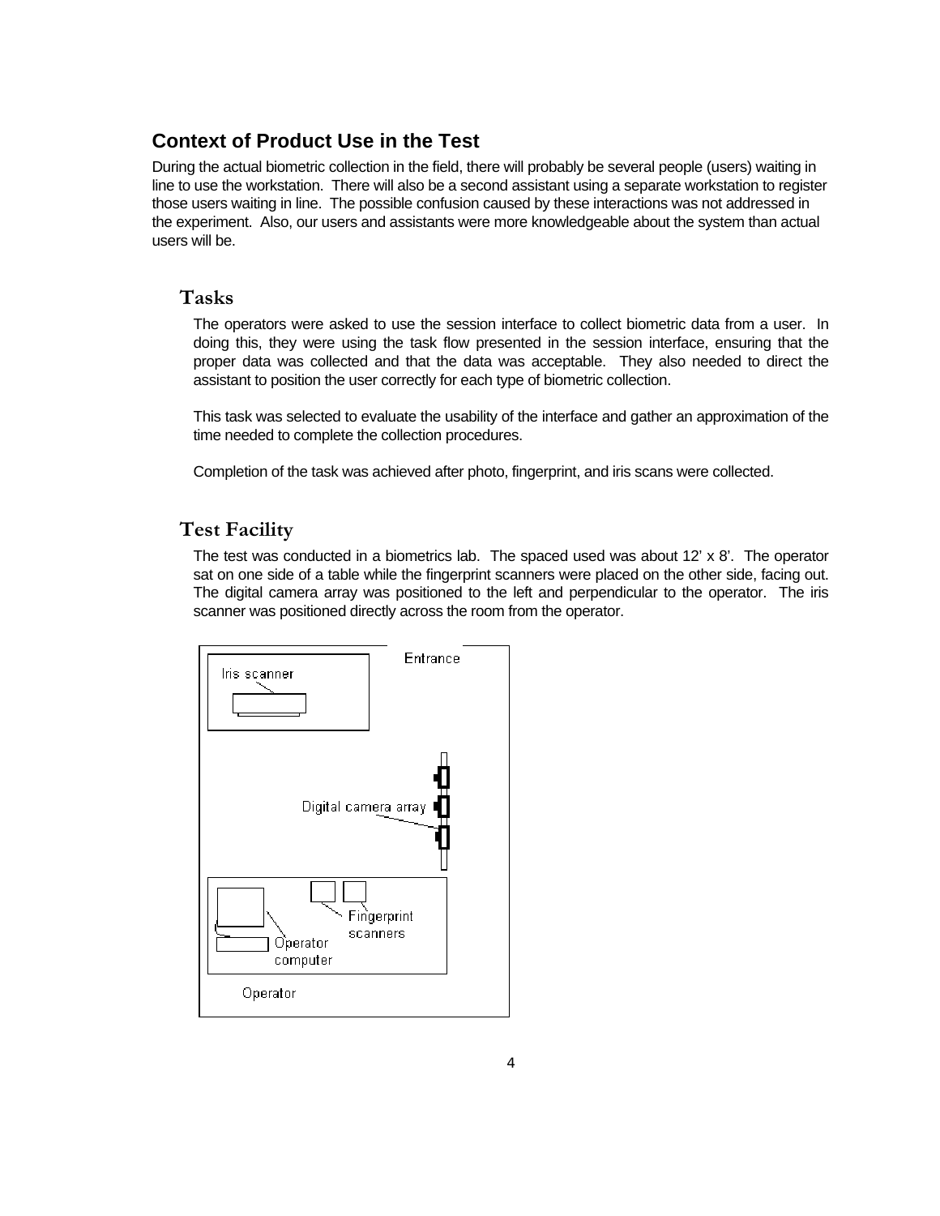## Context of Product Use in the Test

During the actual biometric collection in the field, there will probably be several people (users) waiting in line to use the workstation. There will also be a second assistant using a separate workstation to register those users waiting in line. The possible confusion caused by these interactions was not addressed in the experiment. Also, our users and assistants were more knowledgeable about the system than actual users will be.

### Tasks

The operators were asked to use the session interface to collect biometric data from a user. In doing this, they were using the task flow presented in the session interface, ensuring that the proper data was collected and that the data was acceptable. They also needed to direct the assistant to position the user correctly for each type of biometric collection.

This task was selected to evaluate the usability of the interface and gather an approximation of the time needed to complete the collection procedures.

Completion of the task was achieved after photo, fingerprint, and iris scans were collected.

### Test Facility

The test was conducted in a biometrics lab. The spaced used was about 12' x 8'. The operator sat on one side of a table while the fingerprint scanners were placed on the other side, facing out. The digital camera array was positioned to the left and perpendicular to the operator. The iris scanner was positioned directly across the room from the operator.

Iris scanner

Entrance

Digital camera array

Fingerprint scanners

Operator computer

Operator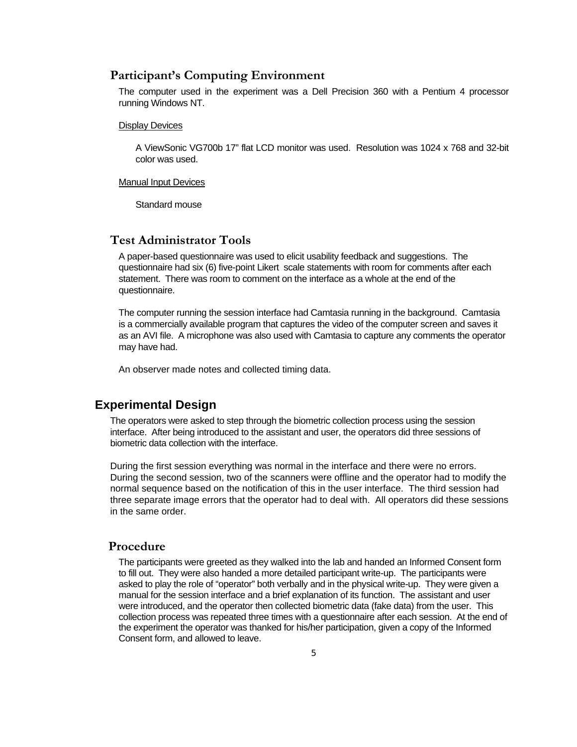## Participant's Computing Environment

The computer used in the experiment was a Dell Precision 360 with a Pentium 4 processor running Windows NT.

Display Devices

A ViewSonic VG700b 17" flat LCD monitor was used. Resolution was 1024 x 768 and 32-bit color was used.

Manual Input Devices

Standard mouse

## Test Administrator Tools

A paper-based questionnaire was used to elicit usability feedback and suggestions. The questionnaire had six (6) five-point Likert scale statements with room for comments after each statement. There was room to comment on the interface as a whole at the end of the questionnaire.

The computer running the session interface had Camtasia running in the background. Camtasia is a commercially available program that captures the video of the computer screen and saves it as an AVI file. A microphone was also used with Camtasia to capture any comments the operator may have had.

An observer made notes and collected timing data.

# Experimental Design

The operators were asked to step through the biometric collection process using the session interface. After being introduced to the assistant and user, the operators did three sessions of biometric data collection with the interface.

During the first session everything was normal in the interface and there were no errors. During the second session, two of the scanners were offline and the operator had to modify the normal sequence based on the notification of this in the user interface. The third session had three separate image errors that the operator had to deal with. All operators did these sessions in the same order.

## Procedure

The participants were greeted as they walked into the lab and handed an Informed Consent form to fill out. They were also handed a more detailed participant write-up. The participants were asked to play the role of "operator" both verbally and in the physical write-up. They were given a manual for the session interface and a brief explanation of its function. The assistant and user were introduced, and the operator then collected biometric data (fake data) from the user. This collection process was repeated three times with a questionnaire after each session. At the end of the experiment the operator was thanked for his/her participation, given a copy of the Informed Consent form, and allowed to leave.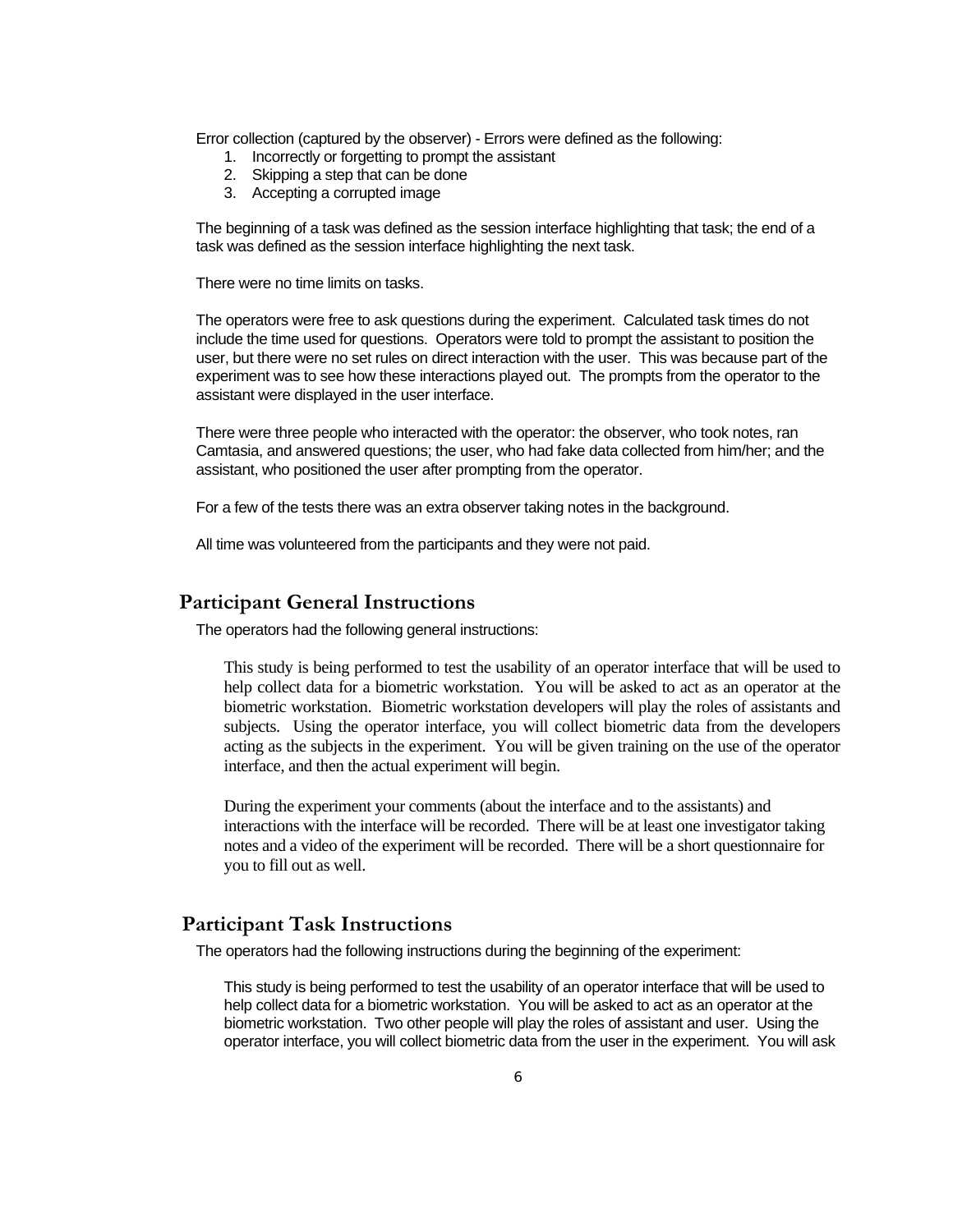Error collection (captured by the observer) - Errors were defined as the following:

1. Incorrectly or forgetting to prompt the assistant
2. Skipping a step that can be done
3. Accepting a corrupted image

The beginning of a task was defined as the session interface highlighting that task; the end of a task was defined as the session interface highlighting the next task.

There were no time limits on tasks.

The operators were free to ask questions during the experiment. Calculated task times do not include the time used for questions. Operators were told to prompt the assistant to position the user, but there were no set rules on direct interaction with the user. This was because part of the experiment was to see how these interactions played out. The prompts from the operator to the assistant were displayed in the user interface.

There were three people who interacted with the operator: the observer, who took notes, ran Camtasia, and answered questions; the user, who had fake data collected from him/her; and the assistant, who positioned the user after prompting from the operator.

For a few of the tests there was an extra observer taking notes in the background.

All time was volunteered from the participants and they were not paid.

## Participant General Instructions

The operators had the following general instructions:

> This study is being performed to test the usability of an operator interface that will be used to help collect data for a biometric workstation. You will be asked to act as an operator at the biometric workstation. Biometric workstation developers will play the roles of assistants and subjects. Using the operator interface, you will collect biometric data from the developers acting as the subjects in the experiment. You will be given training on the use of the operator interface, and then the actual experiment will begin.
>
> During the experiment your comments (about the interface and to the assistants) and interactions with the interface will be recorded. There will be at least one investigator taking notes and a video of the experiment will be recorded. There will be a short questionnaire for you to fill out as well.

## Participant Task Instructions

The operators had the following instructions during the beginning of the experiment:

> This study is being performed to test the usability of an operator interface that will be used to help collect data for a biometric workstation. You will be asked to act as an operator at the biometric workstation. Two other people will play the roles of assistant and user. Using the operator interface, you will collect biometric data from the user in the experiment. You will ask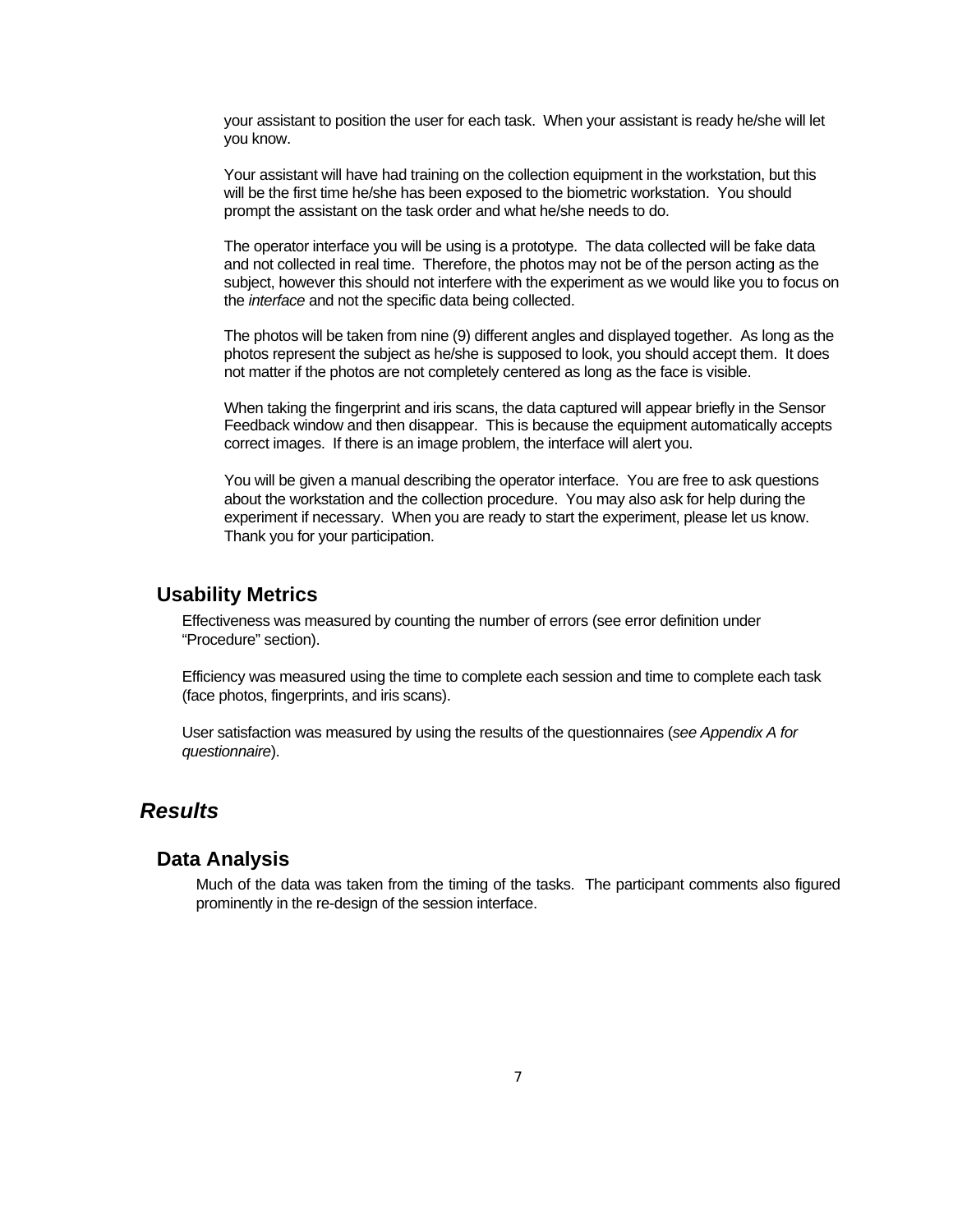your assistant to position the user for each task. When your assistant is ready he/she will let you know.

Your assistant will have had training on the collection equipment in the workstation, but this will be the first time he/she has been exposed to the biometric workstation. You should prompt the assistant on the task order and what he/she needs to do.

The operator interface you will be using is a prototype. The data collected will be fake data and not collected in real time. Therefore, the photos may not be of the person acting as the subject, however this should not interfere with the experiment as we would like you to focus on the *interface* and not the specific data being collected.

The photos will be taken from nine (9) different angles and displayed together. As long as the photos represent the subject as he/she is supposed to look, you should accept them. It does not matter if the photos are not completely centered as long as the face is visible.

When taking the fingerprint and iris scans, the data captured will appear briefly in the Sensor Feedback window and then disappear. This is because the equipment automatically accepts correct images. If there is an image problem, the interface will alert you.

You will be given a manual describing the operator interface. You are free to ask questions about the workstation and the collection procedure. You may also ask for help during the experiment if necessary. When you are ready to start the experiment, please let us know. Thank you for your participation.

### Usability Metrics

Effectiveness was measured by counting the number of errors (see error definition under "Procedure" section).

Efficiency was measured using the time to complete each session and time to complete each task (face photos, fingerprints, and iris scans).

User satisfaction was measured by using the results of the questionnaires (*see Appendix A for questionnaire*).

## *Results*

### Data Analysis

Much of the data was taken from the timing of the tasks. The participant comments also figured prominently in the re-design of the session interface.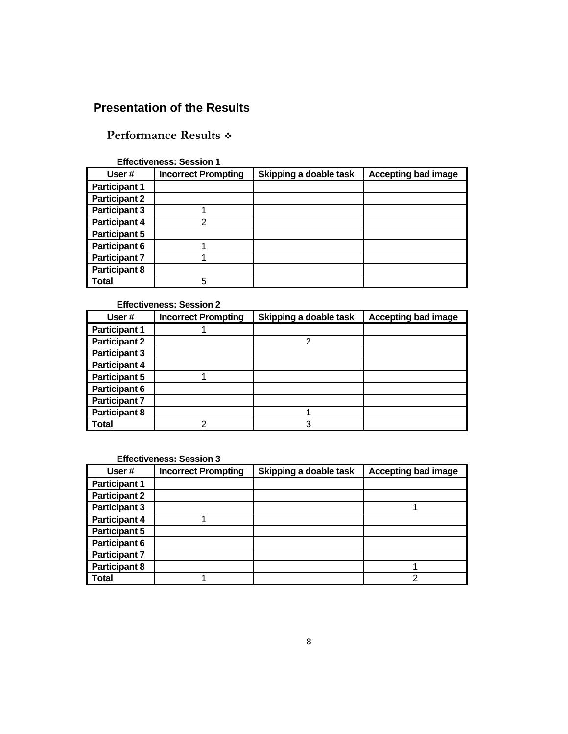## Presentation of the Results

### Performance Results ❖

**Effectiveness: Session 1**

| User # | Incorrect Prompting | Skipping a doable task | Accepting bad image |
|---|---|---|---|
| **Participant 1** | | | |
| **Participant 2** | | | |
| **Participant 3** | 1 | | |
| **Participant 4** | 2 | | |
| **Participant 5** | | | |
| **Participant 6** | 1 | | |
| **Participant 7** | 1 | | |
| **Participant 8** | | | |
| **Total** | 5 | | |

**Effectiveness: Session 2**

| User # | Incorrect Prompting | Skipping a doable task | Accepting bad image |
|---|---|---|---|
| **Participant 1** | 1 | | |
| **Participant 2** | | 2 | |
| **Participant 3** | | | |
| **Participant 4** | | | |
| **Participant 5** | 1 | | |
| **Participant 6** | | | |
| **Participant 7** | | | |
| **Participant 8** | | 1 | |
| **Total** | 2 | 3 | |

**Effectiveness: Session 3**

| User # | Incorrect Prompting | Skipping a doable task | Accepting bad image |
|---|---|---|---|
| **Participant 1** | | | |
| **Participant 2** | | | |
| **Participant 3** | | | 1 |
| **Participant 4** | 1 | | |
| **Participant 5** | | | |
| **Participant 6** | | | |
| **Participant 7** | | | |
| **Participant 8** | | | 1 |
| **Total** | 1 | | 2 |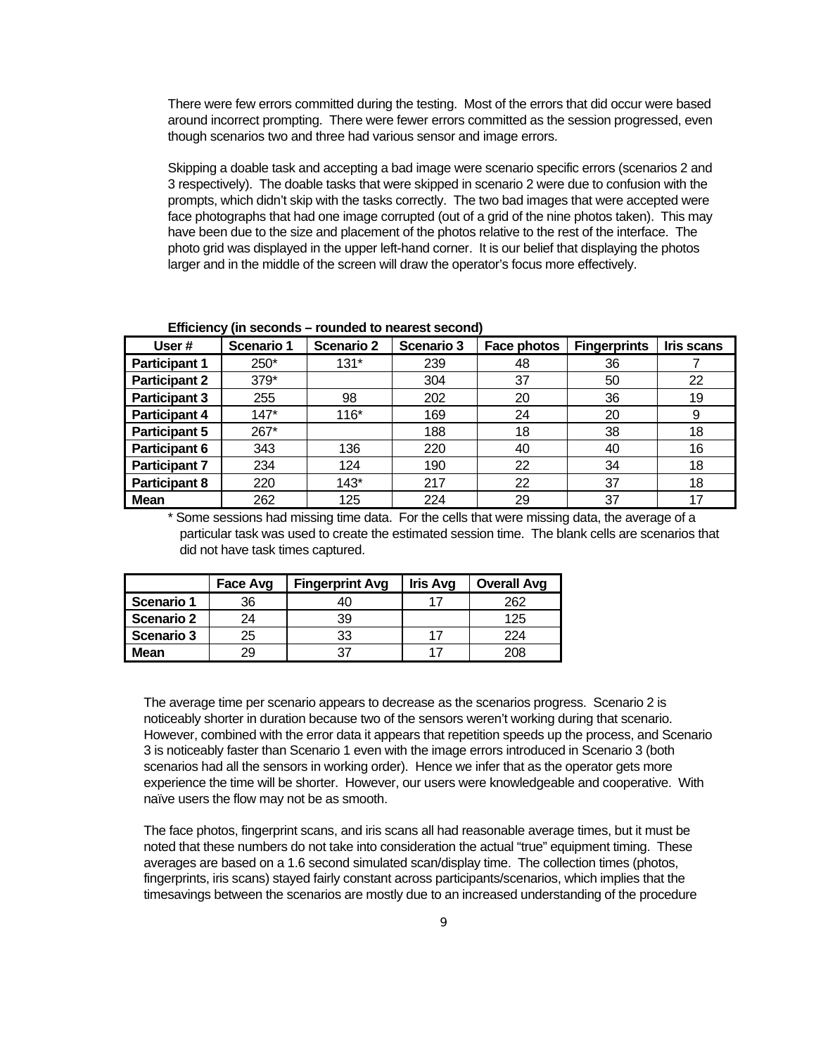There were few errors committed during the testing. Most of the errors that did occur were based around incorrect prompting. There were fewer errors committed as the session progressed, even though scenarios two and three had various sensor and image errors.

Skipping a doable task and accepting a bad image were scenario specific errors (scenarios 2 and 3 respectively). The doable tasks that were skipped in scenario 2 were due to confusion with the prompts, which didn't skip with the tasks correctly. The two bad images that were accepted were face photographs that had one image corrupted (out of a grid of the nine photos taken). This may have been due to the size and placement of the photos relative to the rest of the interface. The photo grid was displayed in the upper left-hand corner. It is our belief that displaying the photos larger and in the middle of the screen will draw the operator's focus more effectively.

**Efficiency (in seconds – rounded to nearest second)**

| User # | Scenario 1 | Scenario 2 | Scenario 3 | Face photos | Fingerprints | Iris scans |
|---|---|---|---|---|---|---|
| **Participant 1** | 250* | 131* | 239 | 48 | 36 | 7 |
| **Participant 2** | 379* | | 304 | 37 | 50 | 22 |
| **Participant 3** | 255 | 98 | 202 | 20 | 36 | 19 |
| **Participant 4** | 147* | 116* | 169 | 24 | 20 | 9 |
| **Participant 5** | 267* | | 188 | 18 | 38 | 18 |
| **Participant 6** | 343 | 136 | 220 | 40 | 40 | 16 |
| **Participant 7** | 234 | 124 | 190 | 22 | 34 | 18 |
| **Participant 8** | 220 | 143* | 217 | 22 | 37 | 18 |
| **Mean** | 262 | 125 | 224 | 29 | 37 | 17 |

\* Some sessions had missing time data. For the cells that were missing data, the average of a particular task was used to create the estimated session time. The blank cells are scenarios that did not have task times captured.

| | Face Avg | Fingerprint Avg | Iris Avg | Overall Avg |
|---|---|---|---|---|
| **Scenario 1** | 36 | 40 | 17 | 262 |
| **Scenario 2** | 24 | 39 | | 125 |
| **Scenario 3** | 25 | 33 | 17 | 224 |
| **Mean** | 29 | 37 | 17 | 208 |

The average time per scenario appears to decrease as the scenarios progress. Scenario 2 is noticeably shorter in duration because two of the sensors weren't working during that scenario. However, combined with the error data it appears that repetition speeds up the process, and Scenario 3 is noticeably faster than Scenario 1 even with the image errors introduced in Scenario 3 (both scenarios had all the sensors in working order). Hence we infer that as the operator gets more experience the time will be shorter. However, our users were knowledgeable and cooperative. With naïve users the flow may not be as smooth.

The face photos, fingerprint scans, and iris scans all had reasonable average times, but it must be noted that these numbers do not take into consideration the actual "true" equipment timing. These averages are based on a 1.6 second simulated scan/display time. The collection times (photos, fingerprints, iris scans) stayed fairly constant across participants/scenarios, which implies that the timesavings between the scenarios are mostly due to an increased understanding of the procedure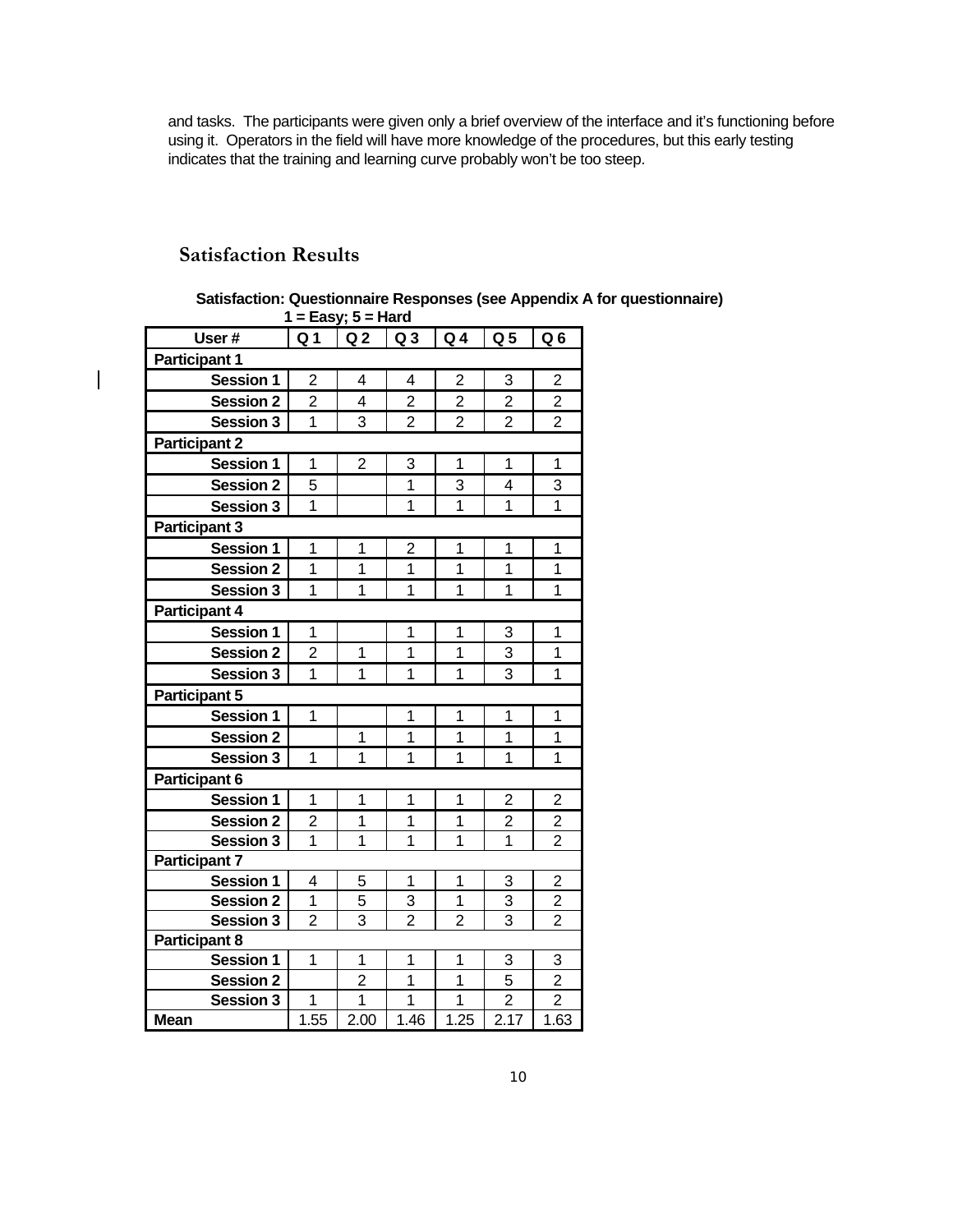and tasks. The participants were given only a brief overview of the interface and it's functioning before using it. Operators in the field will have more knowledge of the procedures, but this early testing indicates that the training and learning curve probably won't be too steep.

## Satisfaction Results

**Satisfaction: Questionnaire Responses (see Appendix A for questionnaire)**
**1 = Easy; 5 = Hard**

| User # | Q 1 | Q 2 | Q 3 | Q 4 | Q 5 | Q 6 |
|---|---|---|---|---|---|---|
| **Participant 1** | | | | | | |
| **Session 1** | 2 | 4 | 4 | 2 | 3 | 2 |
| **Session 2** | 2 | 4 | 2 | 2 | 2 | 2 |
| **Session 3** | 1 | 3 | 2 | 2 | 2 | 2 |
| **Participant 2** | | | | | | |
| **Session 1** | 1 | 2 | 3 | 1 | 1 | 1 |
| **Session 2** | 5 | | 1 | 3 | 4 | 3 |
| **Session 3** | 1 | | 1 | 1 | 1 | 1 |
| **Participant 3** | | | | | | |
| **Session 1** | 1 | 1 | 2 | 1 | 1 | 1 |
| **Session 2** | 1 | 1 | 1 | 1 | 1 | 1 |
| **Session 3** | 1 | 1 | 1 | 1 | 1 | 1 |
| **Participant 4** | | | | | | |
| **Session 1** | 1 | | 1 | 1 | 3 | 1 |
| **Session 2** | 2 | 1 | 1 | 1 | 3 | 1 |
| **Session 3** | 1 | 1 | 1 | 1 | 3 | 1 |
| **Participant 5** | | | | | | |
| **Session 1** | 1 | | 1 | 1 | 1 | 1 |
| **Session 2** | | 1 | 1 | 1 | 1 | 1 |
| **Session 3** | 1 | 1 | 1 | 1 | 1 | 1 |
| **Participant 6** | | | | | | |
| **Session 1** | 1 | 1 | 1 | 1 | 2 | 2 |
| **Session 2** | 2 | 1 | 1 | 1 | 2 | 2 |
| **Session 3** | 1 | 1 | 1 | 1 | 1 | 2 |
| **Participant 7** | | | | | | |
| **Session 1** | 4 | 5 | 1 | 1 | 3 | 2 |
| **Session 2** | 1 | 5 | 3 | 1 | 3 | 2 |
| **Session 3** | 2 | 3 | 2 | 2 | 3 | 2 |
| **Participant 8** | | | | | | |
| **Session 1** | 1 | 1 | 1 | 1 | 3 | 3 |
| **Session 2** | | 2 | 1 | 1 | 5 | 2 |
| **Session 3** | 1 | 1 | 1 | 1 | 2 | 2 |
| **Mean** | 1.55 | 2.00 | 1.46 | 1.25 | 2.17 | 1.63 |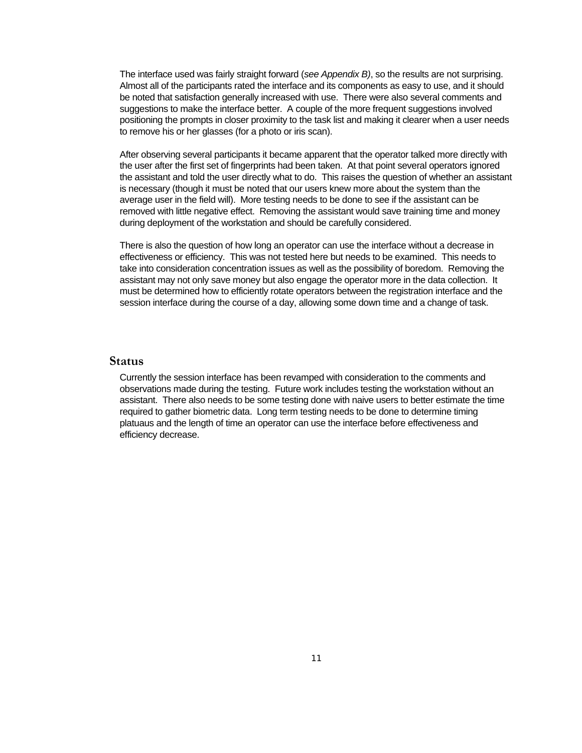The interface used was fairly straight forward (*see Appendix B)*, so the results are not surprising. Almost all of the participants rated the interface and its components as easy to use, and it should be noted that satisfaction generally increased with use. There were also several comments and suggestions to make the interface better. A couple of the more frequent suggestions involved positioning the prompts in closer proximity to the task list and making it clearer when a user needs to remove his or her glasses (for a photo or iris scan).

After observing several participants it became apparent that the operator talked more directly with the user after the first set of fingerprints had been taken. At that point several operators ignored the assistant and told the user directly what to do. This raises the question of whether an assistant is necessary (though it must be noted that our users knew more about the system than the average user in the field will). More testing needs to be done to see if the assistant can be removed with little negative effect. Removing the assistant would save training time and money during deployment of the workstation and should be carefully considered.

There is also the question of how long an operator can use the interface without a decrease in effectiveness or efficiency. This was not tested here but needs to be examined. This needs to take into consideration concentration issues as well as the possibility of boredom. Removing the assistant may not only save money but also engage the operator more in the data collection. It must be determined how to efficiently rotate operators between the registration interface and the session interface during the course of a day, allowing some down time and a change of task.

## Status

Currently the session interface has been revamped with consideration to the comments and observations made during the testing. Future work includes testing the workstation without an assistant. There also needs to be some testing done with naive users to better estimate the time required to gather biometric data. Long term testing needs to be done to determine timing platuaus and the length of time an operator can use the interface before effectiveness and efficiency decrease.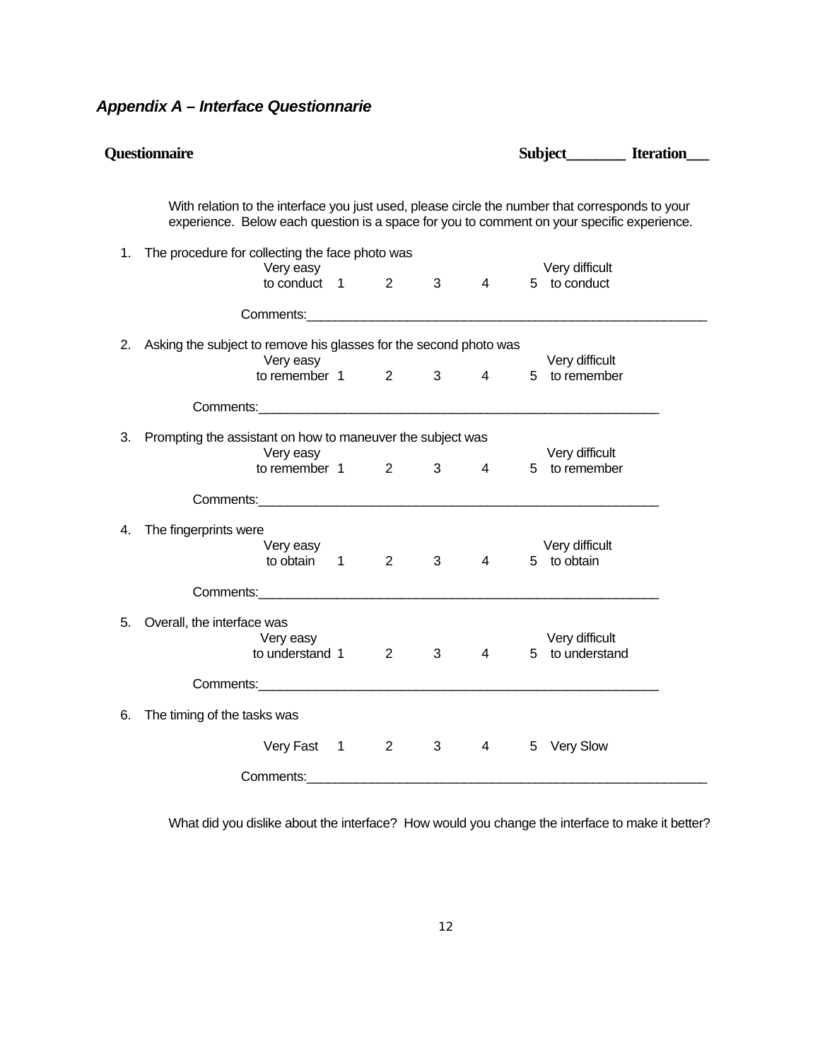### *Appendix A – Interface Questionnarie*

**Questionnaire** **Subject_______ Iteration___**

With relation to the interface you just used, please circle the number that corresponds to your experience. Below each question is a space for you to comment on your specific experience.

1. The procedure for collecting the face photo was

   Very easy to conduct 1 2 3 4 5 Very difficult to conduct

   Comments:_______________________________________________________

2. Asking the subject to remove his glasses for the second photo was

   Very easy to remember 1 2 3 4 5 Very difficult to remember

   Comments:_______________________________________________________

3. Prompting the assistant on how to maneuver the subject was

   Very easy to remember 1 2 3 4 5 Very difficult to remember

   Comments:_______________________________________________________

4. The fingerprints were

   Very easy to obtain 1 2 3 4 5 Very difficult to obtain

   Comments:_______________________________________________________

5. Overall, the interface was

   Very easy to understand 1 2 3 4 5 Very difficult to understand

   Comments:_______________________________________________________

6. The timing of the tasks was

   Very Fast 1 2 3 4 5 Very Slow

   Comments:_______________________________________________________

What did you dislike about the interface? How would you change the interface to make it better?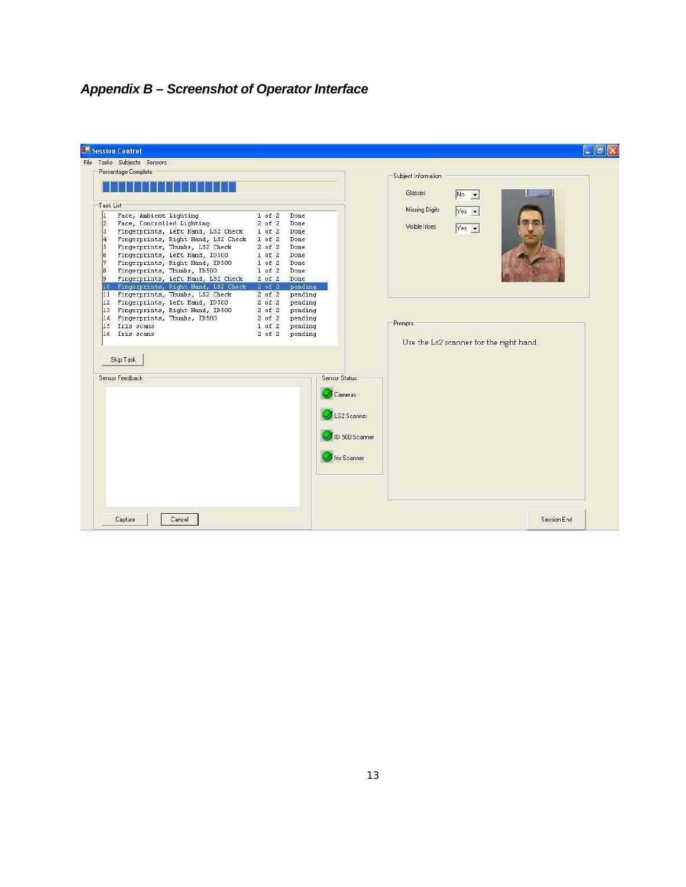## *Appendix B – Screenshot of Operator Interface*

Session Control

File Tasks Subjects Sensors

Percentage Complete

Task List

| | | | |
|---|---|---|---|
| 1 | Face, Ambient Lighting | 1 of 2 | Done |
| 2 | Face, Controlled Lighting | 2 of 2 | Done |
| 3 | Fingerprints, Left Hand, LS2 Check | 1 of 2 | Done |
| 4 | Fingerprints, Right Hand, LS2 Check | 1 of 2 | Done |
| 5 | Fingerprints, Thumbs, LS2 Check | 2 of 2 | Done |
| 6 | Fingerprints, Left Hand, ID500 | 1 of 2 | Done |
| 7 | Fingerprints, Right Hand, ID500 | 1 of 2 | Done |
| 8 | Fingerprints, Thumbs, ID500 | 1 of 2 | Done |
| 9 | Fingerprints, Left Hand, LS2 Check | 2 of 2 | Done |
| 10 | Fingerprints, Right Hand, LS2 Check | 2 of 2 | pending |
| 11 | Fingerprints, Thumbs, LS2 Check | 2 of 2 | pending |
| 12 | Fingerprints, Left Hand, ID500 | 2 of 2 | pending |
| 13 | Fingerprints, Right Hand, ID500 | 2 of 2 | pending |
| 14 | Fingerprints, Thumbs, ID500 | 2 of 2 | pending |
| 15 | Iris scans | 1 of 2 | pending |
| 16 | Iris scans | 2 of 2 | pending |

Skip Task

Subject Information

Glasses: No

Missing Digits: Yes

Visible Irises: Yes

Prompts

Use the Ls2 scanner for the right hand

Sensor Feedback

Sensor Status

Cameras

LS2 Scanner

ID 500 Scanner

Iris Scanner

Capture

Cancel

Session End